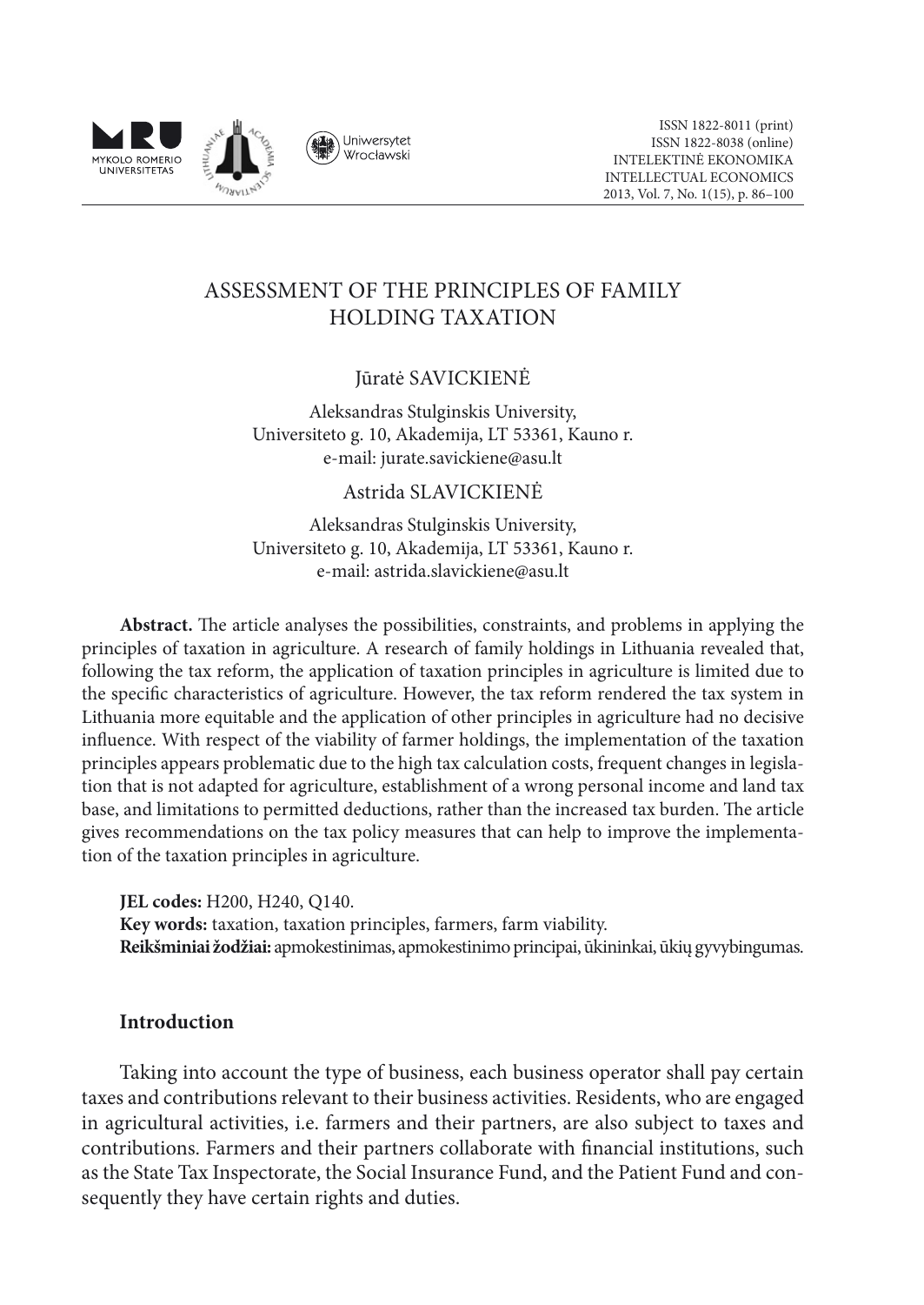# ASSESSMENT OF THE PRINCIPLES OF FAMILY HOLDING TAXATION

Jūratė SAVICKIENĖ

Aleksandras Stulginskis University,
Universiteto g. 10, Akademija, LT 53361, Kauno r.
e-mail: jurate.savickiene@asu.lt

Astrida SLAVICKIENĖ

Aleksandras Stulginskis University,
Universiteto g. 10, Akademija, LT 53361, Kauno r.
e-mail: astrida.slavickiene@asu.lt

**Abstract.** The article analyses the possibilities, constraints, and problems in applying the principles of taxation in agriculture. A research of family holdings in Lithuania revealed that, following the tax reform, the application of taxation principles in agriculture is limited due to the specific characteristics of agriculture. However, the tax reform rendered the tax system in Lithuania more equitable and the application of other principles in agriculture had no decisive influence. With respect of the viability of farmer holdings, the implementation of the taxation principles appears problematic due to the high tax calculation costs, frequent changes in legislation that is not adapted for agriculture, establishment of a wrong personal income and land tax base, and limitations to permitted deductions, rather than the increased tax burden. The article gives recommendations on the tax policy measures that can help to improve the implementation of the taxation principles in agriculture.

**JEL codes:** H200, H240, Q140.
**Key words:** taxation, taxation principles, farmers, farm viability.
**Reikšminiai žodžiai:** apmokestinimas, apmokestinimo principai, ūkininkai, ūkių gyvybingumas.

## Introduction

Taking into account the type of business, each business operator shall pay certain taxes and contributions relevant to their business activities. Residents, who are engaged in agricultural activities, i.e. farmers and their partners, are also subject to taxes and contributions. Farmers and their partners collaborate with financial institutions, such as the State Tax Inspectorate, the Social Insurance Fund, and the Patient Fund and consequently they have certain rights and duties.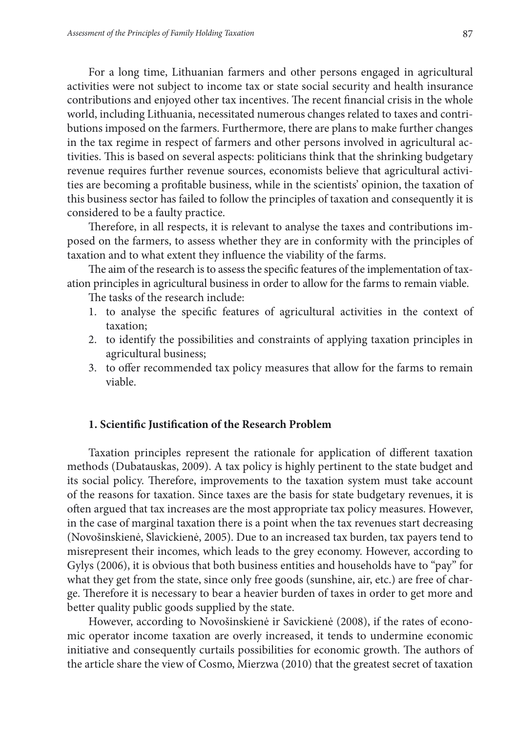For a long time, Lithuanian farmers and other persons engaged in agricultural activities were not subject to income tax or state social security and health insurance contributions and enjoyed other tax incentives. The recent financial crisis in the whole world, including Lithuania, necessitated numerous changes related to taxes and contributions imposed on the farmers. Furthermore, there are plans to make further changes in the tax regime in respect of farmers and other persons involved in agricultural activities. This is based on several aspects: politicians think that the shrinking budgetary revenue requires further revenue sources, economists believe that agricultural activities are becoming a profitable business, while in the scientists' opinion, the taxation of this business sector has failed to follow the principles of taxation and consequently it is considered to be a faulty practice.

Therefore, in all respects, it is relevant to analyse the taxes and contributions imposed on the farmers, to assess whether they are in conformity with the principles of taxation and to what extent they influence the viability of the farms.

The aim of the research is to assess the specific features of the implementation of taxation principles in agricultural business in order to allow for the farms to remain viable.

The tasks of the research include:

1. to analyse the specific features of agricultural activities in the context of taxation;
2. to identify the possibilities and constraints of applying taxation principles in agricultural business;
3. to offer recommended tax policy measures that allow for the farms to remain viable.

## 1. Scientific Justification of the Research Problem

Taxation principles represent the rationale for application of different taxation methods (Dubatauskas, 2009). A tax policy is highly pertinent to the state budget and its social policy. Therefore, improvements to the taxation system must take account of the reasons for taxation. Since taxes are the basis for state budgetary revenues, it is often argued that tax increases are the most appropriate tax policy measures. However, in the case of marginal taxation there is a point when the tax revenues start decreasing (Novošinskienė, Slavickienė, 2005). Due to an increased tax burden, tax payers tend to misrepresent their incomes, which leads to the grey economy. However, according to Gylys (2006), it is obvious that both business entities and households have to "pay" for what they get from the state, since only free goods (sunshine, air, etc.) are free of charge. Therefore it is necessary to bear a heavier burden of taxes in order to get more and better quality public goods supplied by the state.

However, according to Novošinskienė ir Savickienė (2008), if the rates of economic operator income taxation are overly increased, it tends to undermine economic initiative and consequently curtails possibilities for economic growth. The authors of the article share the view of Cosmo, Mierzwa (2010) that the greatest secret of taxation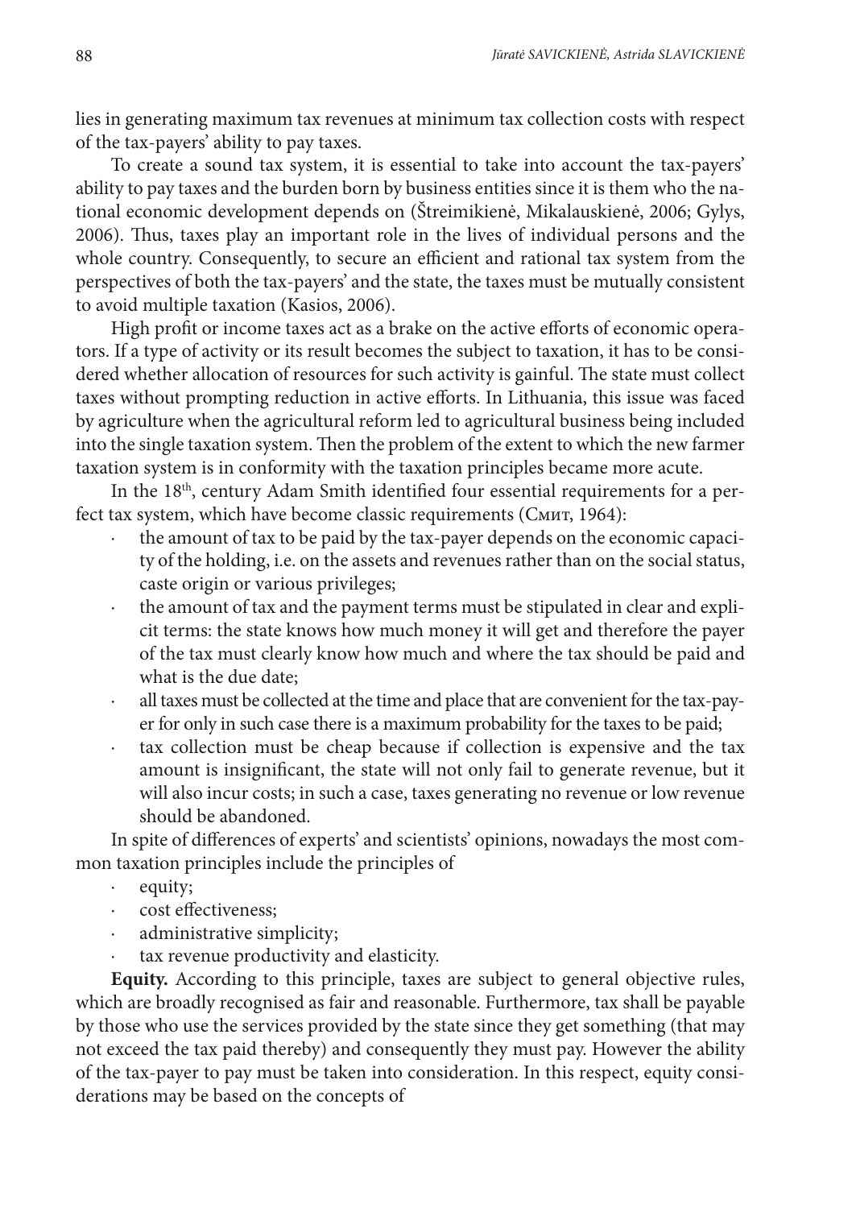lies in generating maximum tax revenues at minimum tax collection costs with respect of the tax-payers' ability to pay taxes.

To create a sound tax system, it is essential to take into account the tax-payers' ability to pay taxes and the burden born by business entities since it is them who the national economic development depends on (Štreimikienė, Mikalauskienė, 2006; Gylys, 2006). Thus, taxes play an important role in the lives of individual persons and the whole country. Consequently, to secure an efficient and rational tax system from the perspectives of both the tax-payers' and the state, the taxes must be mutually consistent to avoid multiple taxation (Kasios, 2006).

High profit or income taxes act as a brake on the active efforts of economic operators. If a type of activity or its result becomes the subject to taxation, it has to be considered whether allocation of resources for such activity is gainful. The state must collect taxes without prompting reduction in active efforts. In Lithuania, this issue was faced by agriculture when the agricultural reform led to agricultural business being included into the single taxation system. Then the problem of the extent to which the new farmer taxation system is in conformity with the taxation principles became more acute.

In the 18th, century Adam Smith identified four essential requirements for a perfect tax system, which have become classic requirements (Смит, 1964):

- the amount of tax to be paid by the tax-payer depends on the economic capacity of the holding, i.e. on the assets and revenues rather than on the social status, caste origin or various privileges;
- the amount of tax and the payment terms must be stipulated in clear and explicit terms: the state knows how much money it will get and therefore the payer of the tax must clearly know how much and where the tax should be paid and what is the due date;
- all taxes must be collected at the time and place that are convenient for the tax-payer for only in such case there is a maximum probability for the taxes to be paid;
- tax collection must be cheap because if collection is expensive and the tax amount is insignificant, the state will not only fail to generate revenue, but it will also incur costs; in such a case, taxes generating no revenue or low revenue should be abandoned.

In spite of differences of experts' and scientists' opinions, nowadays the most common taxation principles include the principles of

- equity;
- cost effectiveness;
- administrative simplicity;
- tax revenue productivity and elasticity.

**Equity.** According to this principle, taxes are subject to general objective rules, which are broadly recognised as fair and reasonable. Furthermore, tax shall be payable by those who use the services provided by the state since they get something (that may not exceed the tax paid thereby) and consequently they must pay. However the ability of the tax-payer to pay must be taken into consideration. In this respect, equity considerations may be based on the concepts of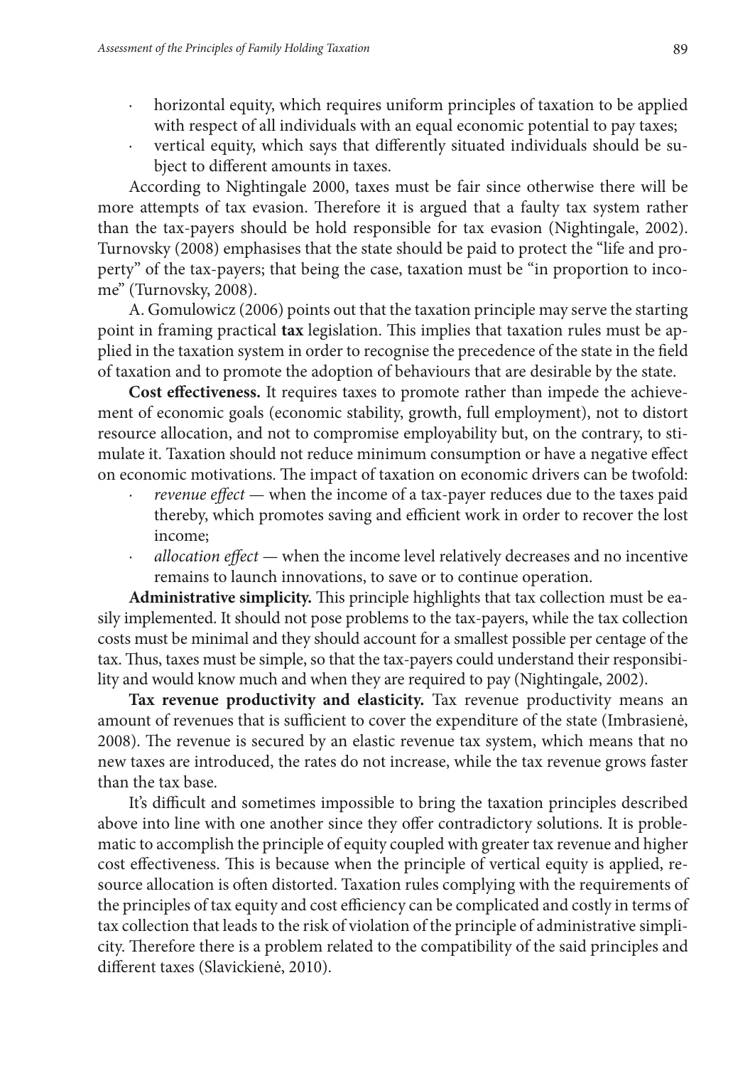- horizontal equity, which requires uniform principles of taxation to be applied with respect of all individuals with an equal economic potential to pay taxes;
- vertical equity, which says that differently situated individuals should be subject to different amounts in taxes.

According to Nightingale 2000, taxes must be fair since otherwise there will be more attempts of tax evasion. Therefore it is argued that a faulty tax system rather than the tax-payers should be hold responsible for tax evasion (Nightingale, 2002). Turnovsky (2008) emphasises that the state should be paid to protect the "life and property" of the tax-payers; that being the case, taxation must be "in proportion to income" (Turnovsky, 2008).

A. Gomulowicz (2006) points out that the taxation principle may serve the starting point in framing practical **tax** legislation. This implies that taxation rules must be applied in the taxation system in order to recognise the precedence of the state in the field of taxation and to promote the adoption of behaviours that are desirable by the state.

**Cost effectiveness.** It requires taxes to promote rather than impede the achievement of economic goals (economic stability, growth, full employment), not to distort resource allocation, and not to compromise employability but, on the contrary, to stimulate it. Taxation should not reduce minimum consumption or have a negative effect on economic motivations. The impact of taxation on economic drivers can be twofold:

- *revenue effect* — when the income of a tax-payer reduces due to the taxes paid thereby, which promotes saving and efficient work in order to recover the lost income;
- *allocation effect* — when the income level relatively decreases and no incentive remains to launch innovations, to save or to continue operation.

**Administrative simplicity.** This principle highlights that tax collection must be easily implemented. It should not pose problems to the tax-payers, while the tax collection costs must be minimal and they should account for a smallest possible per centage of the tax. Thus, taxes must be simple, so that the tax-payers could understand their responsibility and would know much and when they are required to pay (Nightingale, 2002).

**Tax revenue productivity and elasticity.** Tax revenue productivity means an amount of revenues that is sufficient to cover the expenditure of the state (Imbrasienė, 2008). The revenue is secured by an elastic revenue tax system, which means that no new taxes are introduced, the rates do not increase, while the tax revenue grows faster than the tax base.

It's difficult and sometimes impossible to bring the taxation principles described above into line with one another since they offer contradictory solutions. It is problematic to accomplish the principle of equity coupled with greater tax revenue and higher cost effectiveness. This is because when the principle of vertical equity is applied, resource allocation is often distorted. Taxation rules complying with the requirements of the principles of tax equity and cost efficiency can be complicated and costly in terms of tax collection that leads to the risk of violation of the principle of administrative simplicity. Therefore there is a problem related to the compatibility of the said principles and different taxes (Slavickienė, 2010).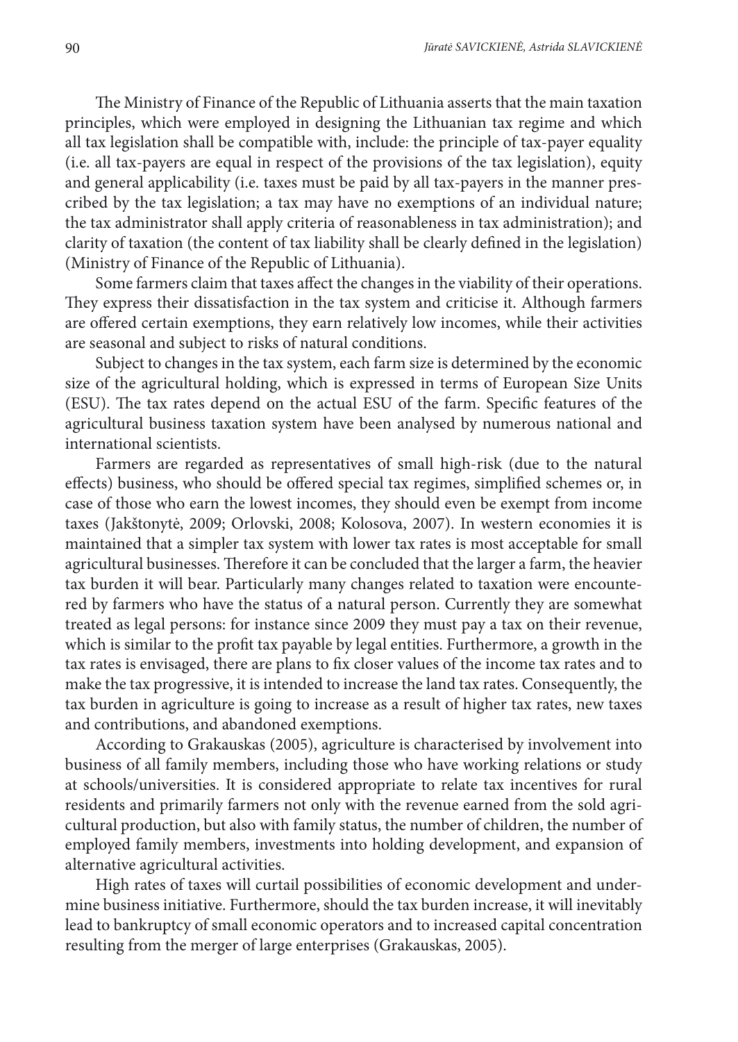The Ministry of Finance of the Republic of Lithuania asserts that the main taxation principles, which were employed in designing the Lithuanian tax regime and which all tax legislation shall be compatible with, include: the principle of tax-payer equality (i.e. all tax-payers are equal in respect of the provisions of the tax legislation), equity and general applicability (i.e. taxes must be paid by all tax-payers in the manner prescribed by the tax legislation; a tax may have no exemptions of an individual nature; the tax administrator shall apply criteria of reasonableness in tax administration); and clarity of taxation (the content of tax liability shall be clearly defined in the legislation) (Ministry of Finance of the Republic of Lithuania).

Some farmers claim that taxes affect the changes in the viability of their operations. They express their dissatisfaction in the tax system and criticise it. Although farmers are offered certain exemptions, they earn relatively low incomes, while their activities are seasonal and subject to risks of natural conditions.

Subject to changes in the tax system, each farm size is determined by the economic size of the agricultural holding, which is expressed in terms of European Size Units (ESU). The tax rates depend on the actual ESU of the farm. Specific features of the agricultural business taxation system have been analysed by numerous national and international scientists.

Farmers are regarded as representatives of small high-risk (due to the natural effects) business, who should be offered special tax regimes, simplified schemes or, in case of those who earn the lowest incomes, they should even be exempt from income taxes (Jakštonytė, 2009; Orlovski, 2008; Kolosova, 2007). In western economies it is maintained that a simpler tax system with lower tax rates is most acceptable for small agricultural businesses. Therefore it can be concluded that the larger a farm, the heavier tax burden it will bear. Particularly many changes related to taxation were encountered by farmers who have the status of a natural person. Currently they are somewhat treated as legal persons: for instance since 2009 they must pay a tax on their revenue, which is similar to the profit tax payable by legal entities. Furthermore, a growth in the tax rates is envisaged, there are plans to fix closer values of the income tax rates and to make the tax progressive, it is intended to increase the land tax rates. Consequently, the tax burden in agriculture is going to increase as a result of higher tax rates, new taxes and contributions, and abandoned exemptions.

According to Grakauskas (2005), agriculture is characterised by involvement into business of all family members, including those who have working relations or study at schools/universities. It is considered appropriate to relate tax incentives for rural residents and primarily farmers not only with the revenue earned from the sold agricultural production, but also with family status, the number of children, the number of employed family members, investments into holding development, and expansion of alternative agricultural activities.

High rates of taxes will curtail possibilities of economic development and undermine business initiative. Furthermore, should the tax burden increase, it will inevitably lead to bankruptcy of small economic operators and to increased capital concentration resulting from the merger of large enterprises (Grakauskas, 2005).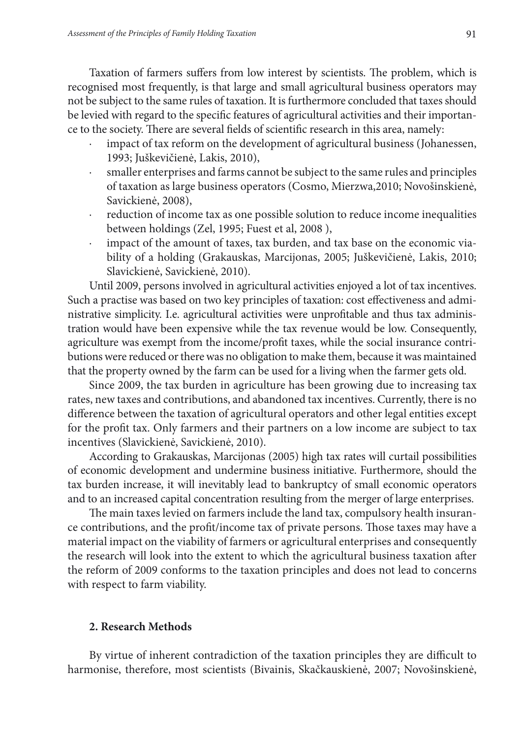Taxation of farmers suffers from low interest by scientists. The problem, which is recognised most frequently, is that large and small agricultural business operators may not be subject to the same rules of taxation. It is furthermore concluded that taxes should be levied with regard to the specific features of agricultural activities and their importance to the society. There are several fields of scientific research in this area, namely:

- impact of tax reform on the development of agricultural business (Johanessen, 1993; Juškevičienė, Lakis, 2010),
- smaller enterprises and farms cannot be subject to the same rules and principles of taxation as large business operators (Cosmo, Mierzwa,2010; Novošinskienė, Savickienė, 2008),
- reduction of income tax as one possible solution to reduce income inequalities between holdings (Zel, 1995; Fuest et al, 2008 ),
- impact of the amount of taxes, tax burden, and tax base on the economic viability of a holding (Grakauskas, Marcijonas, 2005; Juškevičienė, Lakis, 2010; Slavickienė, Savickienė, 2010).

Until 2009, persons involved in agricultural activities enjoyed a lot of tax incentives. Such a practise was based on two key principles of taxation: cost effectiveness and administrative simplicity. I.e. agricultural activities were unprofitable and thus tax administration would have been expensive while the tax revenue would be low. Consequently, agriculture was exempt from the income/profit taxes, while the social insurance contributions were reduced or there was no obligation to make them, because it was maintained that the property owned by the farm can be used for a living when the farmer gets old.

Since 2009, the tax burden in agriculture has been growing due to increasing tax rates, new taxes and contributions, and abandoned tax incentives. Currently, there is no difference between the taxation of agricultural operators and other legal entities except for the profit tax. Only farmers and their partners on a low income are subject to tax incentives (Slavickienė, Savickienė, 2010).

According to Grakauskas, Marcijonas (2005) high tax rates will curtail possibilities of economic development and undermine business initiative. Furthermore, should the tax burden increase, it will inevitably lead to bankruptcy of small economic operators and to an increased capital concentration resulting from the merger of large enterprises.

The main taxes levied on farmers include the land tax, compulsory health insurance contributions, and the profit/income tax of private persons. Those taxes may have a material impact on the viability of farmers or agricultural enterprises and consequently the research will look into the extent to which the agricultural business taxation after the reform of 2009 conforms to the taxation principles and does not lead to concerns with respect to farm viability.

## 2. Research Methods

By virtue of inherent contradiction of the taxation principles they are difficult to harmonise, therefore, most scientists (Bivainis, Skačkauskienė, 2007; Novošinskienė,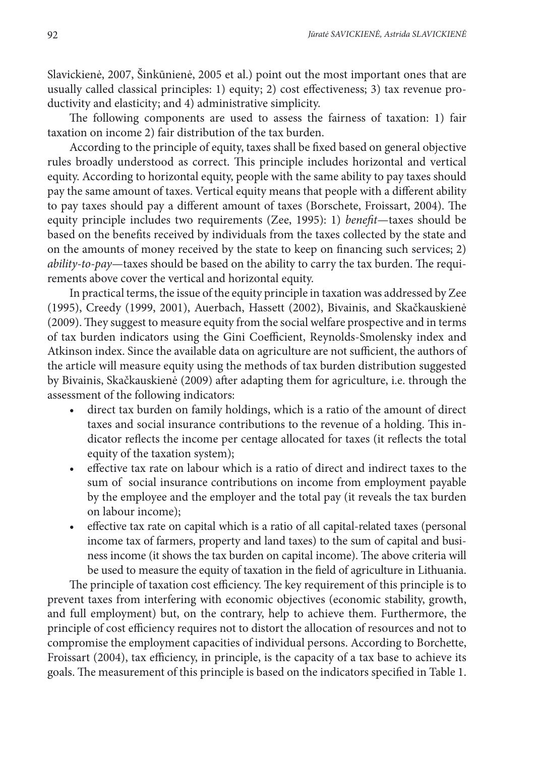Slavickienė, 2007, Šinkūnienė, 2005 et al.) point out the most important ones that are usually called classical principles: 1) equity; 2) cost effectiveness; 3) tax revenue productivity and elasticity; and 4) administrative simplicity.

The following components are used to assess the fairness of taxation: 1) fair taxation on income 2) fair distribution of the tax burden.

According to the principle of equity, taxes shall be fixed based on general objective rules broadly understood as correct. This principle includes horizontal and vertical equity. According to horizontal equity, people with the same ability to pay taxes should pay the same amount of taxes. Vertical equity means that people with a different ability to pay taxes should pay a different amount of taxes (Borschete, Froissart, 2004). The equity principle includes two requirements (Zee, 1995): 1) *benefit*—taxes should be based on the benefits received by individuals from the taxes collected by the state and on the amounts of money received by the state to keep on financing such services; 2) *ability-to-pay*—taxes should be based on the ability to carry the tax burden. The requirements above cover the vertical and horizontal equity.

In practical terms, the issue of the equity principle in taxation was addressed by Zee (1995), Creedy (1999, 2001), Auerbach, Hassett (2002), Bivainis, and Skačkauskienė (2009). They suggest to measure equity from the social welfare prospective and in terms of tax burden indicators using the Gini Coefficient, Reynolds-Smolensky index and Atkinson index. Since the available data on agriculture are not sufficient, the authors of the article will measure equity using the methods of tax burden distribution suggested by Bivainis, Skačkauskienė (2009) after adapting them for agriculture, i.e. through the assessment of the following indicators:

- direct tax burden on family holdings, which is a ratio of the amount of direct taxes and social insurance contributions to the revenue of a holding. This indicator reflects the income per centage allocated for taxes (it reflects the total equity of the taxation system);
- effective tax rate on labour which is a ratio of direct and indirect taxes to the sum of social insurance contributions on income from employment payable by the employee and the employer and the total pay (it reveals the tax burden on labour income);
- effective tax rate on capital which is a ratio of all capital-related taxes (personal income tax of farmers, property and land taxes) to the sum of capital and business income (it shows the tax burden on capital income). The above criteria will be used to measure the equity of taxation in the field of agriculture in Lithuania.

The principle of taxation cost efficiency. The key requirement of this principle is to prevent taxes from interfering with economic objectives (economic stability, growth, and full employment) but, on the contrary, help to achieve them. Furthermore, the principle of cost efficiency requires not to distort the allocation of resources and not to compromise the employment capacities of individual persons. According to Borchette, Froissart (2004), tax efficiency, in principle, is the capacity of a tax base to achieve its goals. The measurement of this principle is based on the indicators specified in Table 1.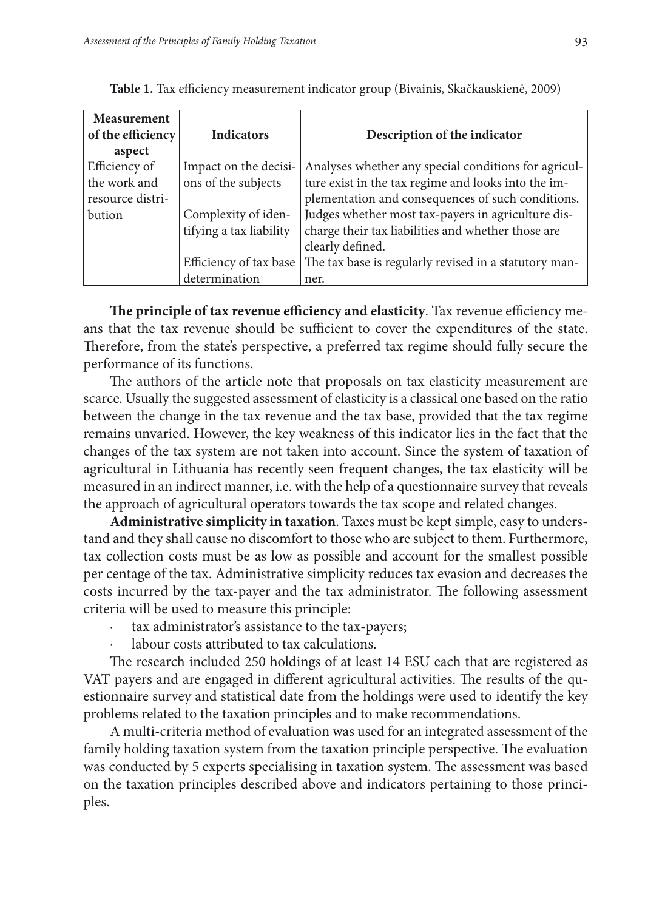**Table 1.** Tax efficiency measurement indicator group (Bivainis, Skačkauskienė, 2009)

| Measurement of the efficiency aspect | Indicators | Description of the indicator |
|---|---|---|
| Efficiency of the work and resource distribution | Impact on the decisions of the subjects | Analyses whether any special conditions for agriculture exist in the tax regime and looks into the implementation and consequences of such conditions. |
| | Complexity of identifying a tax liability | Judges whether most tax-payers in agriculture discharge their tax liabilities and whether those are clearly defined. |
| | Efficiency of tax base determination | The tax base is regularly revised in a statutory manner. |

**The principle of tax revenue efficiency and elasticity**. Tax revenue efficiency means that the tax revenue should be sufficient to cover the expenditures of the state. Therefore, from the state's perspective, a preferred tax regime should fully secure the performance of its functions.

The authors of the article note that proposals on tax elasticity measurement are scarce. Usually the suggested assessment of elasticity is a classical one based on the ratio between the change in the tax revenue and the tax base, provided that the tax regime remains unvaried. However, the key weakness of this indicator lies in the fact that the changes of the tax system are not taken into account. Since the system of taxation of agricultural in Lithuania has recently seen frequent changes, the tax elasticity will be measured in an indirect manner, i.e. with the help of a questionnaire survey that reveals the approach of agricultural operators towards the tax scope and related changes.

**Administrative simplicity in taxation**. Taxes must be kept simple, easy to understand and they shall cause no discomfort to those who are subject to them. Furthermore, tax collection costs must be as low as possible and account for the smallest possible per centage of the tax. Administrative simplicity reduces tax evasion and decreases the costs incurred by the tax-payer and the tax administrator. The following assessment criteria will be used to measure this principle:

- tax administrator's assistance to the tax-payers;
- labour costs attributed to tax calculations.

The research included 250 holdings of at least 14 ESU each that are registered as VAT payers and are engaged in different agricultural activities. The results of the questionnaire survey and statistical date from the holdings were used to identify the key problems related to the taxation principles and to make recommendations.

A multi-criteria method of evaluation was used for an integrated assessment of the family holding taxation system from the taxation principle perspective. The evaluation was conducted by 5 experts specialising in taxation system. The assessment was based on the taxation principles described above and indicators pertaining to those principles.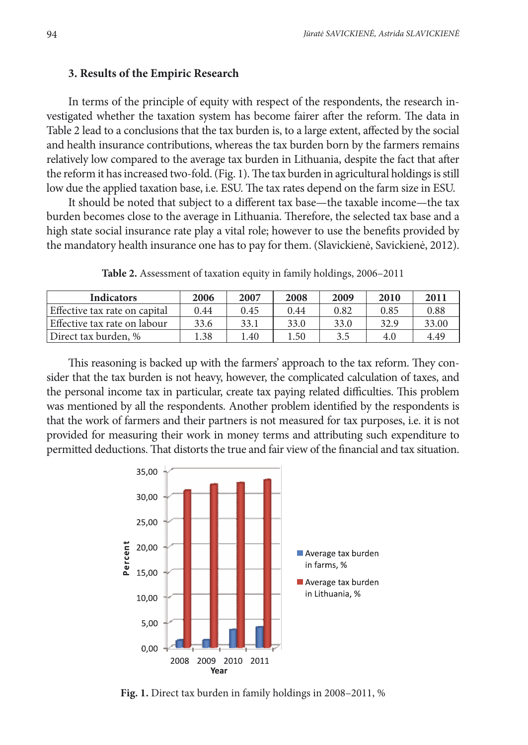### 3. Results of the Empiric Research

In terms of the principle of equity with respect of the respondents, the research investigated whether the taxation system has become fairer after the reform. The data in Table 2 lead to a conclusions that the tax burden is, to a large extent, affected by the social and health insurance contributions, whereas the tax burden born by the farmers remains relatively low compared to the average tax burden in Lithuania, despite the fact that after the reform it has increased two-fold. (Fig. 1). The tax burden in agricultural holdings is still low due the applied taxation base, i.e. ESU. The tax rates depend on the farm size in ESU.

It should be noted that subject to a different tax base—the taxable income—the tax burden becomes close to the average in Lithuania. Therefore, the selected tax base and a high state social insurance rate play a vital role; however to use the benefits provided by the mandatory health insurance one has to pay for them. (Slavickienė, Savickienė, 2012).

**Table 2.** Assessment of taxation equity in family holdings, 2006–2011

| Indicators | 2006 | 2007 | 2008 | 2009 | 2010 | 2011 |
|---|---|---|---|---|---|---|
| Effective tax rate on capital | 0.44 | 0.45 | 0.44 | 0.82 | 0.85 | 0.88 |
| Effective tax rate on labour | 33.6 | 33.1 | 33.0 | 33.0 | 32.9 | 33.00 |
| Direct tax burden, % | 1.38 | 1.40 | 1.50 | 3.5 | 4.0 | 4.49 |

This reasoning is backed up with the farmers' approach to the tax reform. They consider that the tax burden is not heavy, however, the complicated calculation of taxes, and the personal income tax in particular, create tax paying related difficulties. This problem was mentioned by all the respondents. Another problem identified by the respondents is that the work of farmers and their partners is not measured for tax purposes, i.e. it is not provided for measuring their work in money terms and attributing such expenditure to permitted deductions. That distorts the true and fair view of the financial and tax situation.

**Fig. 1.** Direct tax burden in family holdings in 2008–2011, %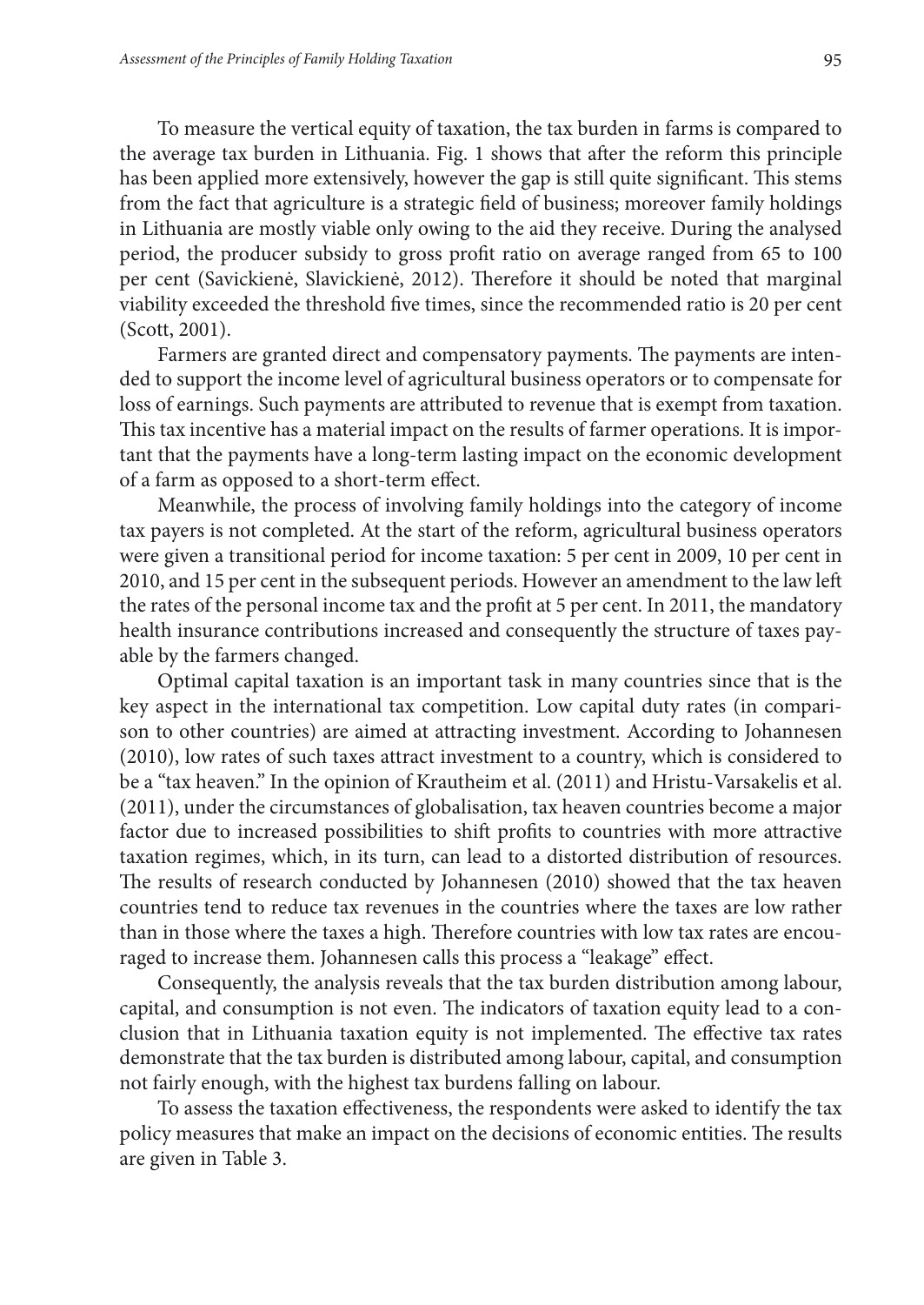To measure the vertical equity of taxation, the tax burden in farms is compared to the average tax burden in Lithuania. Fig. 1 shows that after the reform this principle has been applied more extensively, however the gap is still quite significant. This stems from the fact that agriculture is a strategic field of business; moreover family holdings in Lithuania are mostly viable only owing to the aid they receive. During the analysed period, the producer subsidy to gross profit ratio on average ranged from 65 to 100 per cent (Savickienė, Slavickienė, 2012). Therefore it should be noted that marginal viability exceeded the threshold five times, since the recommended ratio is 20 per cent (Scott, 2001).

Farmers are granted direct and compensatory payments. The payments are intended to support the income level of agricultural business operators or to compensate for loss of earnings. Such payments are attributed to revenue that is exempt from taxation. This tax incentive has a material impact on the results of farmer operations. It is important that the payments have a long-term lasting impact on the economic development of a farm as opposed to a short-term effect.

Meanwhile, the process of involving family holdings into the category of income tax payers is not completed. At the start of the reform, agricultural business operators were given a transitional period for income taxation: 5 per cent in 2009, 10 per cent in 2010, and 15 per cent in the subsequent periods. However an amendment to the law left the rates of the personal income tax and the profit at 5 per cent. In 2011, the mandatory health insurance contributions increased and consequently the structure of taxes payable by the farmers changed.

Optimal capital taxation is an important task in many countries since that is the key aspect in the international tax competition. Low capital duty rates (in comparison to other countries) are aimed at attracting investment. According to Johannesen (2010), low rates of such taxes attract investment to a country, which is considered to be a "tax heaven." In the opinion of Krautheim et al. (2011) and Hristu-Varsakelis et al. (2011), under the circumstances of globalisation, tax heaven countries become a major factor due to increased possibilities to shift profits to countries with more attractive taxation regimes, which, in its turn, can lead to a distorted distribution of resources. The results of research conducted by Johannesen (2010) showed that the tax heaven countries tend to reduce tax revenues in the countries where the taxes are low rather than in those where the taxes a high. Therefore countries with low tax rates are encouraged to increase them. Johannesen calls this process a "leakage" effect.

Consequently, the analysis reveals that the tax burden distribution among labour, capital, and consumption is not even. The indicators of taxation equity lead to a conclusion that in Lithuania taxation equity is not implemented. The effective tax rates demonstrate that the tax burden is distributed among labour, capital, and consumption not fairly enough, with the highest tax burdens falling on labour.

To assess the taxation effectiveness, the respondents were asked to identify the tax policy measures that make an impact on the decisions of economic entities. The results are given in Table 3.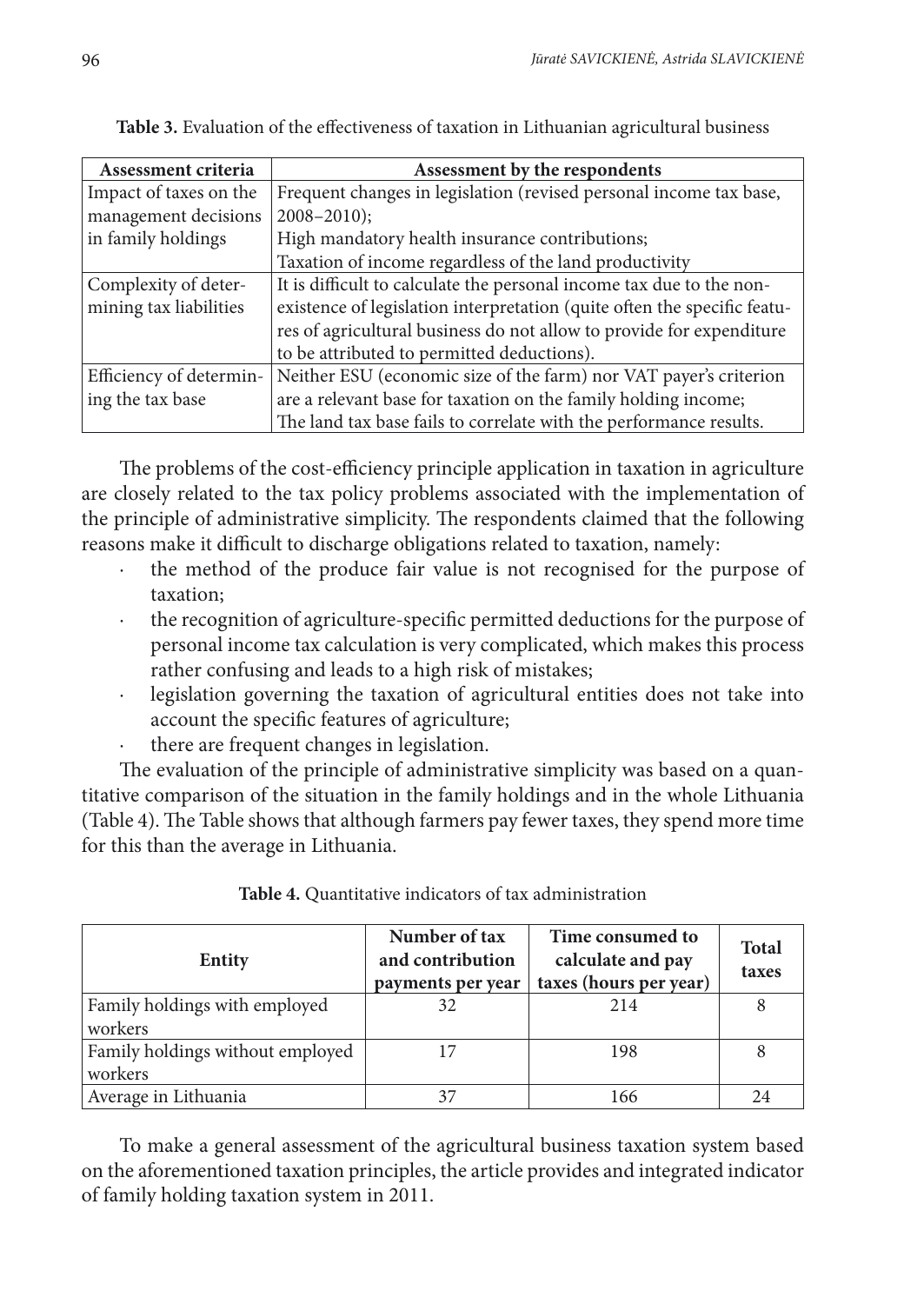**Table 3.** Evaluation of the effectiveness of taxation in Lithuanian agricultural business

| Assessment criteria | Assessment by the respondents |
|---|---|
| Impact of taxes on the management decisions in family holdings | Frequent changes in legislation (revised personal income tax base, 2008–2010); High mandatory health insurance contributions; Taxation of income regardless of the land productivity |
| Complexity of determining tax liabilities | It is difficult to calculate the personal income tax due to the non-existence of legislation interpretation (quite often the specific features of agricultural business do not allow to provide for expenditure to be attributed to permitted deductions). |
| Efficiency of determining the tax base | Neither ESU (economic size of the farm) nor VAT payer's criterion are a relevant base for taxation on the family holding income; The land tax base fails to correlate with the performance results. |

The problems of the cost-efficiency principle application in taxation in agriculture are closely related to the tax policy problems associated with the implementation of the principle of administrative simplicity. The respondents claimed that the following reasons make it difficult to discharge obligations related to taxation, namely:

- the method of the produce fair value is not recognised for the purpose of taxation;
- the recognition of agriculture-specific permitted deductions for the purpose of personal income tax calculation is very complicated, which makes this process rather confusing and leads to a high risk of mistakes;
- legislation governing the taxation of agricultural entities does not take into account the specific features of agriculture;
- there are frequent changes in legislation.

The evaluation of the principle of administrative simplicity was based on a quantitative comparison of the situation in the family holdings and in the whole Lithuania (Table 4). The Table shows that although farmers pay fewer taxes, they spend more time for this than the average in Lithuania.

**Table 4.** Quantitative indicators of tax administration

| Entity | Number of tax and contribution payments per year | Time consumed to calculate and pay taxes (hours per year) | Total taxes |
|---|---|---|---|
| Family holdings with employed workers | 32 | 214 | 8 |
| Family holdings without employed workers | 17 | 198 | 8 |
| Average in Lithuania | 37 | 166 | 24 |

To make a general assessment of the agricultural business taxation system based on the aforementioned taxation principles, the article provides and integrated indicator of family holding taxation system in 2011.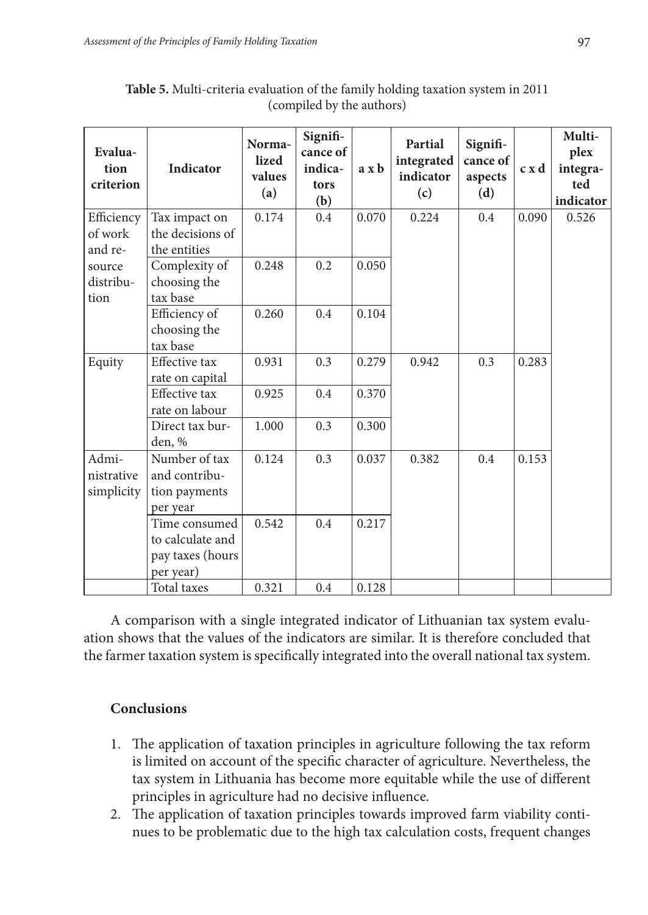**Table 5.** Multi-criteria evaluation of the family holding taxation system in 2011 (compiled by the authors)

| Evaluation criterion | Indicator | Normalized values (a) | Significance of indicators (b) | a x b | Partial integrated indicator (c) | Significance of aspects (d) | c x d | Multiplex integrated indicator |
|---|---|---|---|---|---|---|---|---|
| Efficiency of work and resource distribution | Tax impact on the decisions of the entities | 0.174 | 0.4 | 0.070 | 0.224 | 0.4 | 0.090 | 0.526 |
| | Complexity of choosing the tax base | 0.248 | 0.2 | 0.050 | | | | |
| | Efficiency of choosing the tax base | 0.260 | 0.4 | 0.104 | | | | |
| Equity | Effective tax rate on capital | 0.931 | 0.3 | 0.279 | 0.942 | 0.3 | 0.283 | |
| | Effective tax rate on labour | 0.925 | 0.4 | 0.370 | | | | |
| | Direct tax burden, % | 1.000 | 0.3 | 0.300 | | | | |
| Administrative simplicity | Number of tax and contribution payments per year | 0.124 | 0.3 | 0.037 | 0.382 | 0.4 | 0.153 | |
| | Time consumed to calculate and pay taxes (hours per year) | 0.542 | 0.4 | 0.217 | | | | |
| | Total taxes | 0.321 | 0.4 | 0.128 | | | | |

A comparison with a single integrated indicator of Lithuanian tax system evaluation shows that the values of the indicators are similar. It is therefore concluded that the farmer taxation system is specifically integrated into the overall national tax system.

## Conclusions

1. The application of taxation principles in agriculture following the tax reform is limited on account of the specific character of agriculture. Nevertheless, the tax system in Lithuania has become more equitable while the use of different principles in agriculture had no decisive influence.
2. The application of taxation principles towards improved farm viability continues to be problematic due to the high tax calculation costs, frequent changes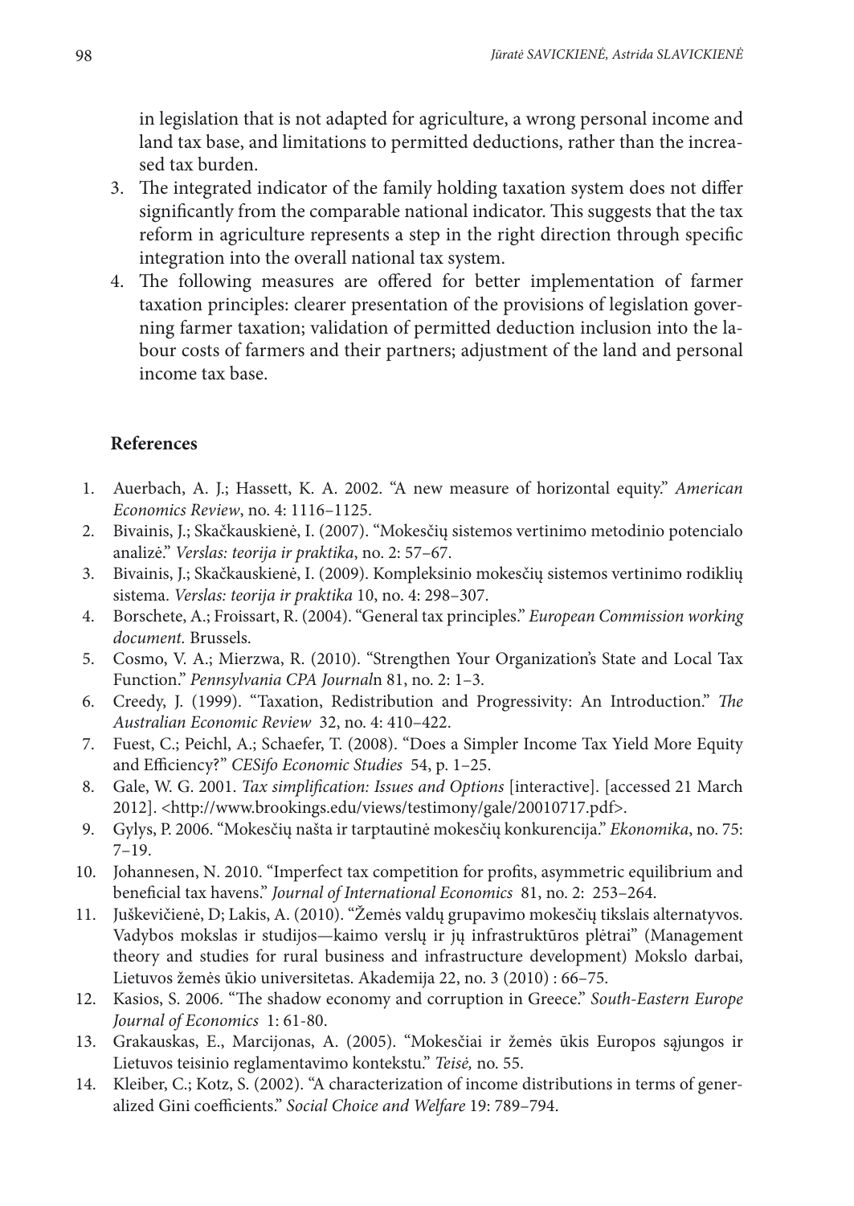in legislation that is not adapted for agriculture, a wrong personal income and land tax base, and limitations to permitted deductions, rather than the increased tax burden.

3. The integrated indicator of the family holding taxation system does not differ significantly from the comparable national indicator. This suggests that the tax reform in agriculture represents a step in the right direction through specific integration into the overall national tax system.
4. The following measures are offered for better implementation of farmer taxation principles: clearer presentation of the provisions of legislation governing farmer taxation; validation of permitted deduction inclusion into the labour costs of farmers and their partners; adjustment of the land and personal income tax base.

## References

1. Auerbach, A. J.; Hassett, K. A. 2002. "A new measure of horizontal equity." *American Economics Review*, no. 4: 1116–1125.
2. Bivainis, J.; Skačkauskienė, I. (2007). "Mokesčių sistemos vertinimo metodinio potencialo analizė." *Verslas: teorija ir praktika*, no. 2: 57–67.
3. Bivainis, J.; Skačkauskienė, I. (2009). Kompleksinio mokesčių sistemos vertinimo rodiklių sistema. *Verslas: teorija ir praktika* 10, no. 4: 298–307.
4. Borschete, A.; Froissart, R. (2004). "General tax principles." *European Commission working document.* Brussels.
5. Cosmo, V. A.; Mierzwa, R. (2010). "Strengthen Your Organization's State and Local Tax Function." *Pennsylvania CPA Journal*n 81, no. 2: 1–3.
6. Creedy, J. (1999). "Taxation, Redistribution and Progressivity: An Introduction." *The Australian Economic Review* 32, no. 4: 410–422.
7. Fuest, C.; Peichl, A.; Schaefer, T. (2008). "Does a Simpler Income Tax Yield More Equity and Efficiency?" *CESifo Economic Studies* 54, p. 1–25.
8. Gale, W. G. 2001. *Tax simplification: Issues and Options* [interactive]. [accessed 21 March 2012]. <http://www.brookings.edu/views/testimony/gale/20010717.pdf>.
9. Gylys, P. 2006. "Mokesčių našta ir tarptautinė mokesčių konkurencija." *Ekonomika*, no. 75: 7–19.
10. Johannesen, N. 2010. "Imperfect tax competition for profits, asymmetric equilibrium and beneficial tax havens." *Journal of International Economics* 81, no. 2: 253–264.
11. Juškevičienė, D; Lakis, A. (2010). "Žemės valdų grupavimo mokesčių tikslais alternatyvos. Vadybos mokslas ir studijos—kaimo verslų ir jų infrastruktūros plėtrai" (Management theory and studies for rural business and infrastructure development) Mokslo darbai, Lietuvos žemės ūkio universitetas. Akademija 22, no. 3 (2010) : 66–75.
12. Kasios, S. 2006. "The shadow economy and corruption in Greece." *South-Eastern Europe Journal of Economics* 1: 61-80.
13. Grakauskas, E., Marcijonas, A. (2005). "Mokesčiai ir žemės ūkis Europos sąjungos ir Lietuvos teisinio reglamentavimo kontekstu." *Teisė,* no. 55.
14. Kleiber, C.; Kotz, S. (2002). "A characterization of income distributions in terms of generalized Gini coefficients." *Social Choice and Welfare* 19: 789–794.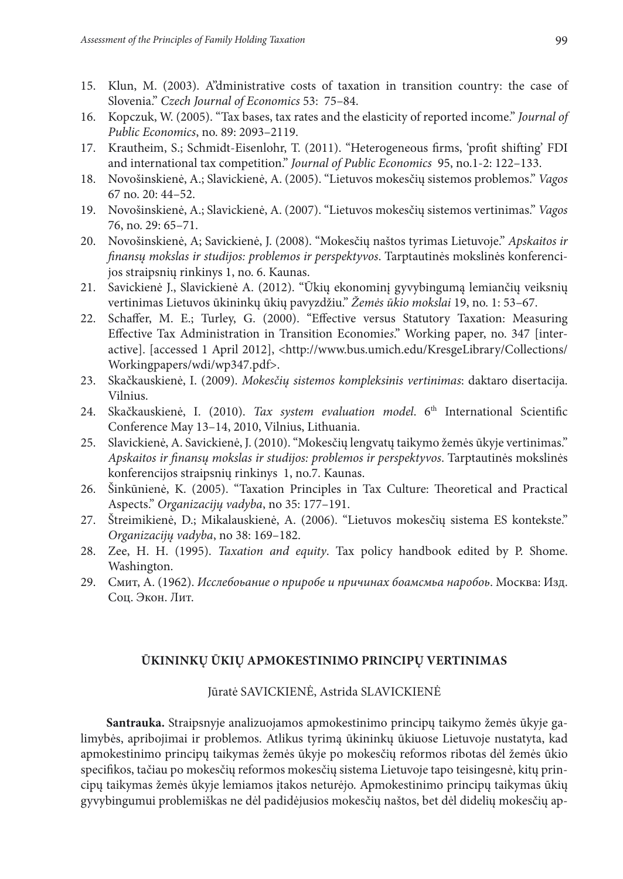15. Klun, M. (2003). A"dministrative costs of taxation in transition country: the case of Slovenia." *Czech Journal of Economics* 53: 75–84.
16. Kopczuk, W. (2005). "Tax bases, tax rates and the elasticity of reported income." *Journal of Public Economics*, no. 89: 2093–2119.
17. Krautheim, S.; Schmidt-Eisenlohr, T. (2011). "Heterogeneous firms, 'profit shifting' FDI and international tax competition." *Journal of Public Economics* 95, no.1-2: 122–133.
18. Novošinskienė, A.; Slavickienė, A. (2005). "Lietuvos mokesčių sistemos problemos." *Vagos* 67 no. 20: 44–52.
19. Novošinskienė, A.; Slavickienė, A. (2007). "Lietuvos mokesčių sistemos vertinimas." *Vagos* 76, no. 29: 65–71.
20. Novošinskienė, A; Savickienė, J. (2008). "Mokesčių naštos tyrimas Lietuvoje." *Apskaitos ir finansų mokslas ir studijos: problemos ir perspektyvos*. Tarptautinės mokslinės konferencijos straipsnių rinkinys 1, no. 6. Kaunas.
21. Savickienė J., Slavickienė A. (2012). "Ūkių ekonominį gyvybingumą lemiančių veiksnių vertinimas Lietuvos ūkininkų ūkių pavyzdžiu." *Žemės ūkio mokslai* 19, no. 1: 53–67.
22. Schaffer, M. E.; Turley, G. (2000). "Effective versus Statutory Taxation: Measuring Effective Tax Administration in Transition Economies." Working paper, no. 347 [interactive]. [accessed 1 April 2012], <http://www.bus.umich.edu/KresgeLibrary/Collections/Workingpapers/wdi/wp347.pdf>.
23. Skačkauskienė, I. (2009). *Mokesčių sistemos kompleksinis vertinimas*: daktaro disertacija. Vilnius.
24. Skačkauskienė, I. (2010). *Tax system evaluation model.* 6th International Scientific Conference May 13–14, 2010, Vilnius, Lithuania.
25. Slavickienė, A. Savickienė, J. (2010). "Mokesčių lengvatų taikymo žemės ūkyje vertinimas." *Apskaitos ir finansų mokslas ir studijos: problemos ir perspektyvos*. Tarptautinės mokslinės konferencijos straipsnių rinkinys 1, no.7. Kaunas.
26. Šinkūnienė, K. (2005). "Taxation Principles in Tax Culture: Theoretical and Practical Aspects." *Organizacijų vadyba*, no 35: 177–191.
27. Štreimikienė, D.; Mikalauskienė, A. (2006). "Lietuvos mokesčių sistema ES kontekste." *Organizacijų vadyba*, no 38: 169–182.
28. Zee, H. H. (1995). *Taxation and equity*. Tax policy handbook edited by P. Shome. Washington.
29. Смит, А. (1962). *Исслебоьание о приробе и причинах боамсмьа наробоь*. Москва: Изд. Соц. Экон. Лит.

## ŪKININKŲ ŪKIŲ APMOKESTINIMO PRINCIPŲ VERTINIMAS

Jūratė SAVICKIENĖ, Astrida SLAVICKIENĖ

**Santrauka.** Straipsnyje analizuojamos apmokestinimo principų taikymo žemės ūkyje galimybės, apribojimai ir problemos. Atlikus tyrimą ūkininkų ūkiuose Lietuvoje nustatyta, kad apmokestinimo principų taikymas žemės ūkyje po mokesčių reformos ribotas dėl žemės ūkio specifikos, tačiau po mokesčių reformos mokesčių sistema Lietuvoje tapo teisingesnė, kitų principų taikymas žemės ūkyje lemiamos įtakos neturėjo. Apmokestinimo principų taikymas ūkių gyvybingumui problemiškas ne dėl padidėjusios mokesčių naštos, bet dėl didelių mokesčių ap-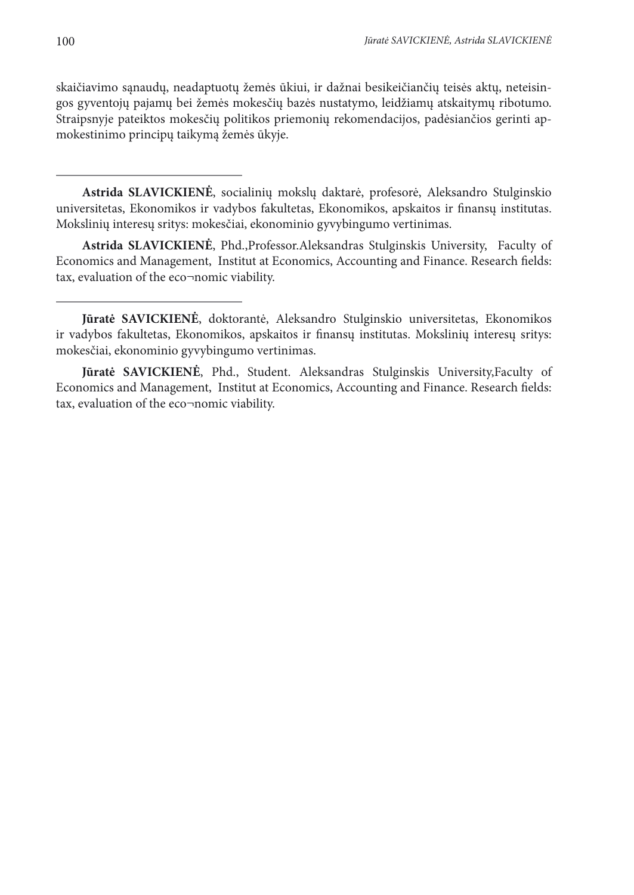skaičiavimo sąnaudų, neadaptuotų žemės ūkiui, ir dažnai besikeičiančių teisės aktų, neteisingos gyventojų pajamų bei žemės mokesčių bazės nustatymo, leidžiamų atskaitymų ribotumo. Straipsnyje pateiktos mokesčių politikos priemonių rekomendacijos, padėsiančios gerinti apmokestinimo principų taikymą žemės ūkyje.

---

**Astrida SLAVICKIENĖ**, socialinių mokslų daktarė, profesorė, Aleksandro Stulginskio universitetas, Ekonomikos ir vadybos fakultetas, Ekonomikos, apskaitos ir finansų institutas. Mokslinių interesų sritys: mokesčiai, ekonominio gyvybingumo vertinimas.

**Astrida SLAVICKIENĖ**, Phd.,Professor.Aleksandras Stulginskis University, Faculty of Economics and Management, Institut at Economics, Accounting and Finance. Research fields: tax, evaluation of the eco¬nomic viability.

---

**Jūratė SAVICKIENĖ**, doktorantė, Aleksandro Stulginskio universitetas, Ekonomikos ir vadybos fakultetas, Ekonomikos, apskaitos ir finansų institutas. Mokslinių interesų sritys: mokesčiai, ekonominio gyvybingumo vertinimas.

**Jūratė SAVICKIENĖ**, Phd., Student. Aleksandras Stulginskis University,Faculty of Economics and Management, Institut at Economics, Accounting and Finance. Research fields: tax, evaluation of the eco¬nomic viability.